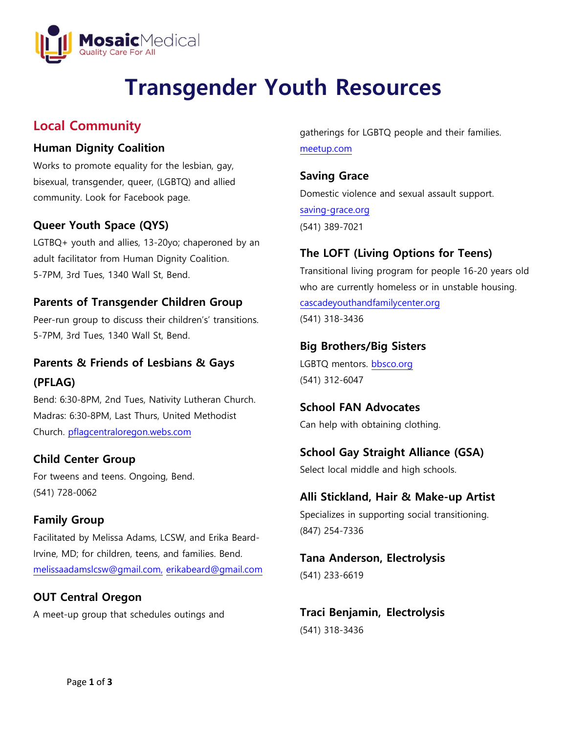# Transgender Youth Resources

## Local Community

### Human Dignity Coalition

Works to promote equality for the lesbian, gay, bisexual, transgender, queer, (LGBTQ) and allied community. Look for Facebook page.

### Queer Youth Space (QYS)

LGTBQ+ youth and allies, 13-20yo; chaperoned by an adult facilitator from Human Dignity Coalition.
5-7PM, 3rd Tues, 1340 Wall St, Bend.

### Parents of Transgender Children Group

Peer-run group to discuss their children's' transitions.
5-7PM, 3rd Tues, 1340 Wall St, Bend.

### Parents & Friends of Lesbians & Gays (PFLAG)

Bend: 6:30-8PM, 2nd Tues, Nativity Lutheran Church.
Madras: 6:30-8PM, Last Thurs, United Methodist Church. pflagcentraloregon.webs.com

### Child Center Group

For tweens and teens. Ongoing, Bend.
(541) 728-0062

### Family Group

Facilitated by Melissa Adams, LCSW, and Erika Beard-Irvine, MD; for children, teens, and families. Bend.
melissaadamslcsw@gmail.com, erikabeard@gmail.com

### OUT Central Oregon

A meet-up group that schedules outings and gatherings for LGBTQ people and their families.
meetup.com

### Saving Grace

Domestic violence and sexual assault support.
saving-grace.org
(541) 389-7021

### The LOFT (Living Options for Teens)

Transitional living program for people 16-20 years old who are currently homeless or in unstable housing.
cascadeyouthandfamilycenter.org
(541) 318-3436

### Big Brothers/Big Sisters

LGBTQ mentors. bbsco.org
(541) 312-6047

### School FAN Advocates

Can help with obtaining clothing.

### School Gay Straight Alliance (GSA)

Select local middle and high schools.

### Alli Stickland, Hair & Make-up Artist

Specializes in supporting social transitioning.
(847) 254-7336

### Tana Anderson, Electrolysis

(541) 233-6619

### Traci Benjamin, Electrolysis

(541) 318-3436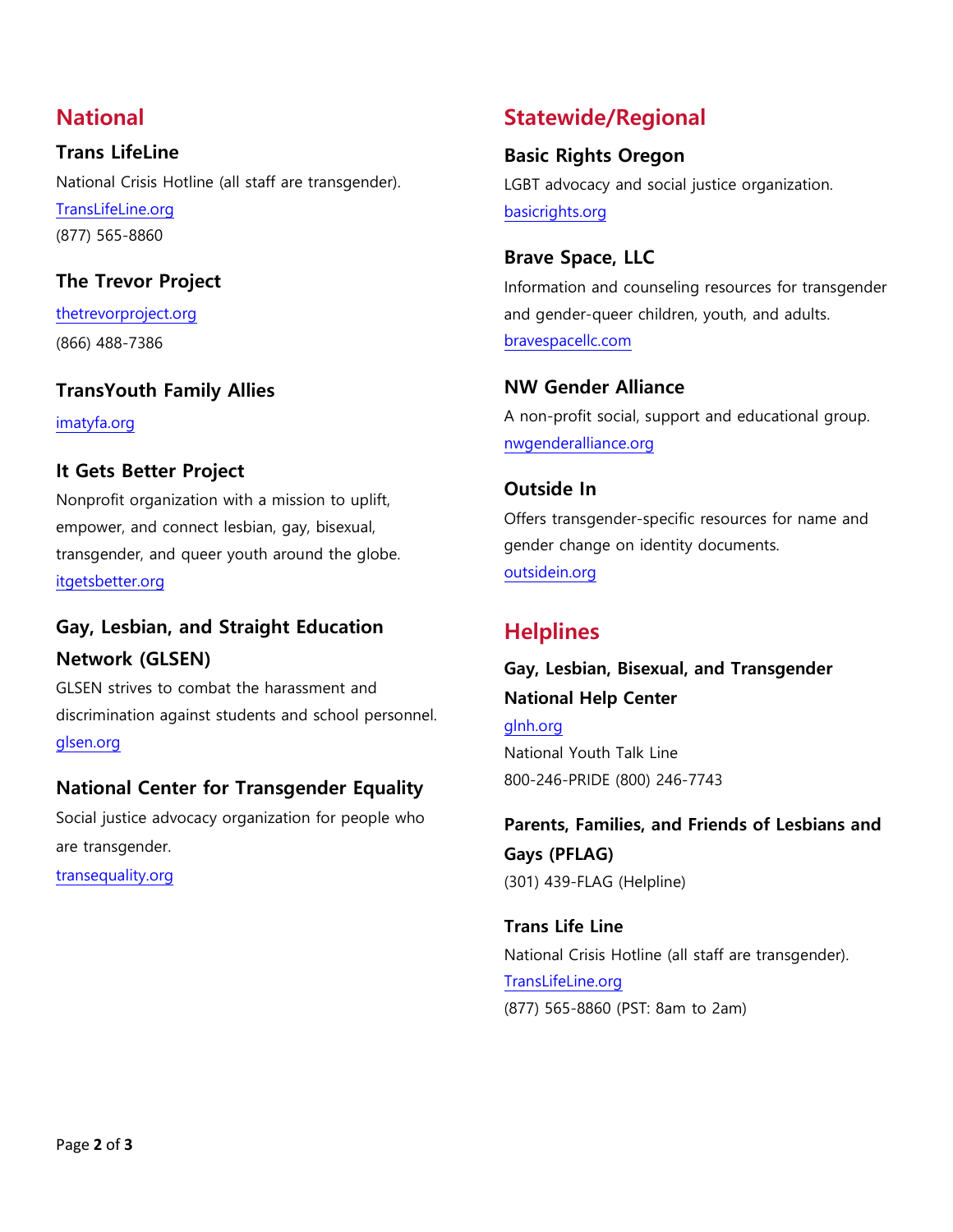## National

### Trans LifeLine

National Crisis Hotline (all staff are transgender).

TransLifeLine.org

(877) 565-8860

### The Trevor Project

thetrevorproject.org

(866) 488-7386

### TransYouth Family Allies

imatyfa.org

### It Gets Better Project

Nonprofit organization with a mission to uplift, empower, and connect lesbian, gay, bisexual, transgender, and queer youth around the globe.

itgetsbetter.org

### Gay, Lesbian, and Straight Education Network (GLSEN)

GLSEN strives to combat the harassment and discrimination against students and school personnel.

glsen.org

### National Center for Transgender Equality

Social justice advocacy organization for people who are transgender.

transequality.org

## Statewide/Regional

### Basic Rights Oregon

LGBT advocacy and social justice organization.

basicrights.org

### Brave Space, LLC

Information and counseling resources for transgender and gender-queer children, youth, and adults.

bravespacellc.com

### NW Gender Alliance

A non-profit social, support and educational group.

nwgenderalliance.org

### Outside In

Offers transgender-specific resources for name and gender change on identity documents.

outsidein.org

## Helplines

### Gay, Lesbian, Bisexual, and Transgender National Help Center

glnh.org

National Youth Talk Line

800-246-PRIDE (800) 246-7743

### Parents, Families, and Friends of Lesbians and Gays (PFLAG)

(301) 439-FLAG (Helpline)

### Trans Life Line

National Crisis Hotline (all staff are transgender).

TransLifeLine.org

(877) 565-8860 (PST: 8am to 2am)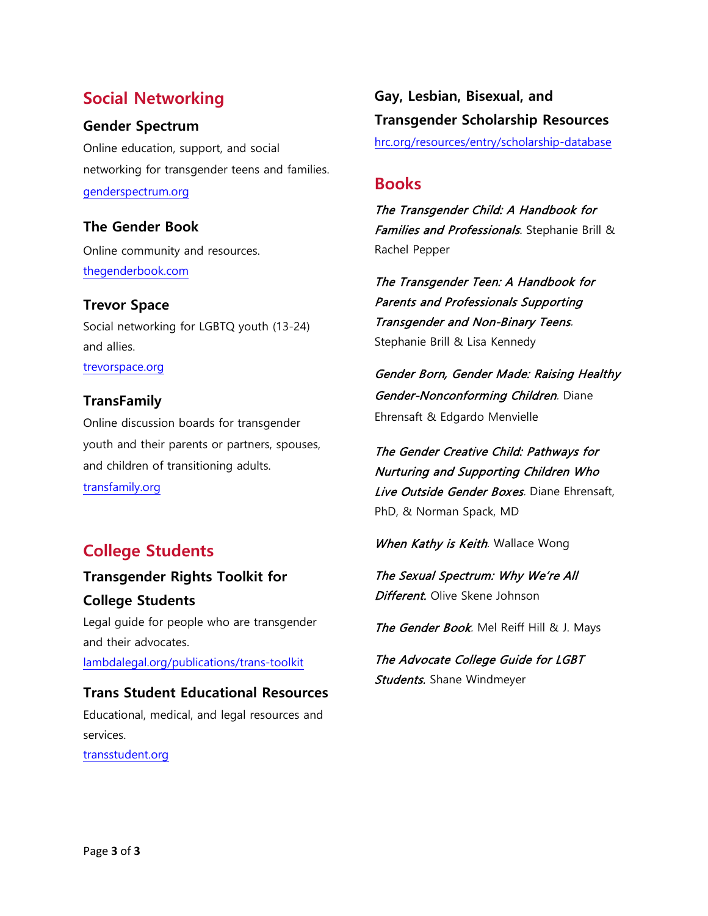## Social Networking

### Gender Spectrum

Online education, support, and social networking for transgender teens and families.
genderspectrum.org

### The Gender Book

Online community and resources.
thegenderbook.com

### Trevor Space

Social networking for LGBTQ youth (13-24) and allies.
trevorspace.org

### TransFamily

Online discussion boards for transgender youth and their parents or partners, spouses, and children of transitioning adults.
transfamily.org

## College Students

### Transgender Rights Toolkit for College Students

Legal guide for people who are transgender and their advocates.
lambdalegal.org/publications/trans-toolkit

### Trans Student Educational Resources

Educational, medical, and legal resources and services.
transstudent.org

### Gay, Lesbian, Bisexual, and Transgender Scholarship Resources

hrc.org/resources/entry/scholarship-database

## Books

*The Transgender Child: A Handbook for Families and Professionals*. Stephanie Brill & Rachel Pepper

*The Transgender Teen: A Handbook for Parents and Professionals Supporting Transgender and Non-Binary Teens*. Stephanie Brill & Lisa Kennedy

*Gender Born, Gender Made: Raising Healthy Gender-Nonconforming Children*. Diane Ehrensaft & Edgardo Menvielle

*The Gender Creative Child: Pathways for Nurturing and Supporting Children Who Live Outside Gender Boxes*. Diane Ehrensaft, PhD, & Norman Spack, MD

*When Kathy is Keith*. Wallace Wong

*The Sexual Spectrum: Why We're All Different.* Olive Skene Johnson

*The Gender Book*. Mel Reiff Hill & J. Mays

*The Advocate College Guide for LGBT Students.* Shane Windmeyer